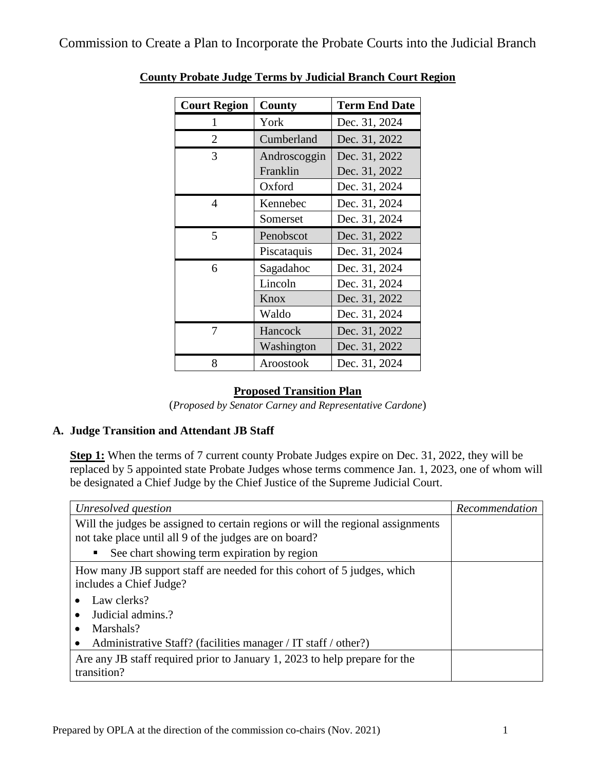# Commission to Create a Plan to Incorporate the Probate Courts into the Judicial Branch

## County Probate Judge Terms by Judicial Branch Court Region

| Court Region | County | Term End Date |
|---|---|---|
| 1 | York | Dec. 31, 2024 |
| 2 | Cumberland | Dec. 31, 2022 |
| 3 | Androscoggin | Dec. 31, 2022 |
| | Franklin | Dec. 31, 2022 |
| | Oxford | Dec. 31, 2024 |
| 4 | Kennebec | Dec. 31, 2024 |
| | Somerset | Dec. 31, 2024 |
| 5 | Penobscot | Dec. 31, 2022 |
| | Piscataquis | Dec. 31, 2024 |
| 6 | Sagadahoc | Dec. 31, 2024 |
| | Lincoln | Dec. 31, 2024 |
| | Knox | Dec. 31, 2022 |
| | Waldo | Dec. 31, 2024 |
| 7 | Hancock | Dec. 31, 2022 |
| | Washington | Dec. 31, 2022 |
| 8 | Aroostook | Dec. 31, 2024 |

## Proposed Transition Plan

(*Proposed by Senator Carney and Representative Cardone*)

### A. Judge Transition and Attendant JB Staff

**Step 1:** When the terms of 7 current county Probate Judges expire on Dec. 31, 2022, they will be replaced by 5 appointed state Probate Judges whose terms commence Jan. 1, 2023, one of whom will be designated a Chief Judge by the Chief Justice of the Supreme Judicial Court.

| *Unresolved question* | *Recommendation* |
|---|---|
| Will the judges be assigned to certain regions or will the regional assignments not take place until all 9 of the judges are on board?<br>▪ See chart showing term expiration by region | |
| How many JB support staff are needed for this cohort of 5 judges, which includes a Chief Judge?<br>• Law clerks?<br>• Judicial admins.?<br>• Marshals?<br>• Administrative Staff? (facilities manager / IT staff / other?) | |
| Are any JB staff required prior to January 1, 2023 to help prepare for the transition? | |

Prepared by OPLA at the direction of the commission co-chairs (Nov. 2021)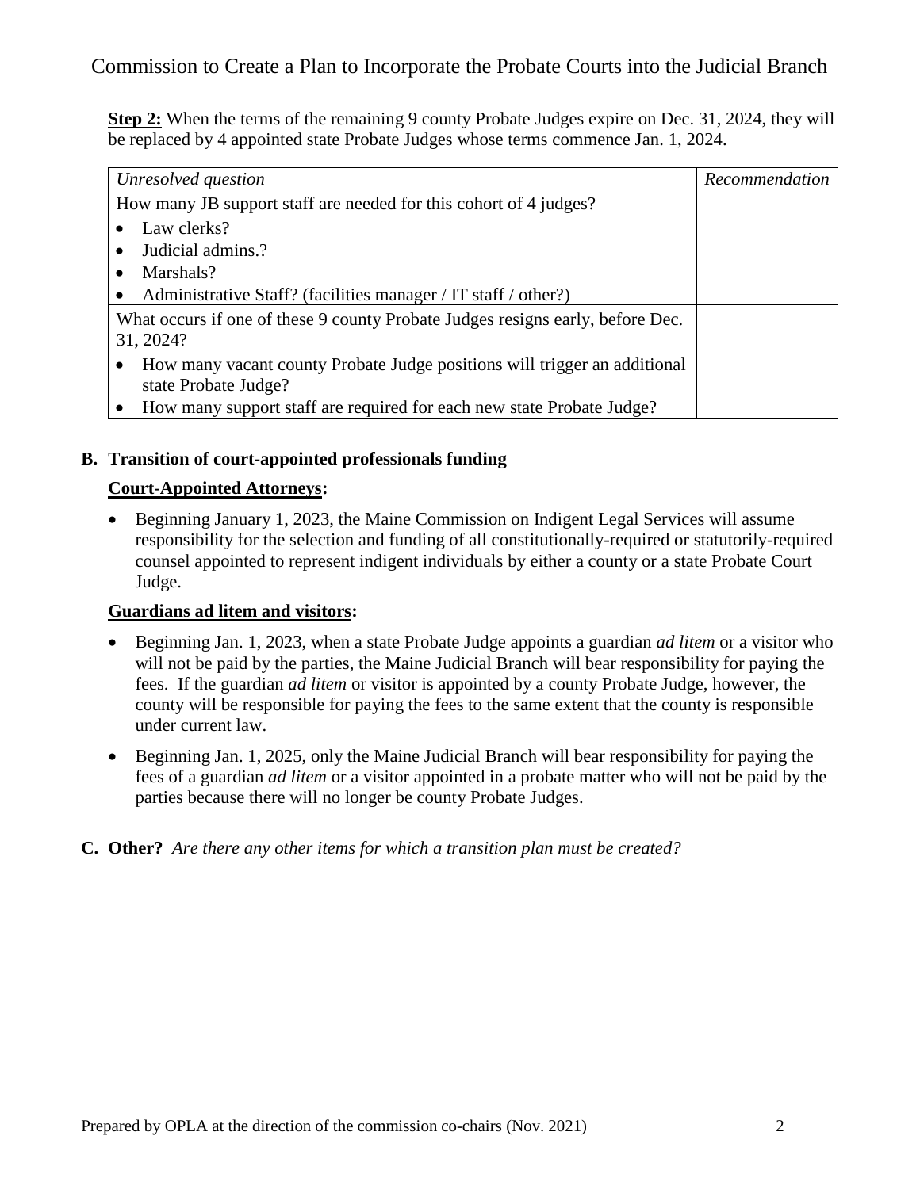**Step 2:** When the terms of the remaining 9 county Probate Judges expire on Dec. 31, 2024, they will be replaced by 4 appointed state Probate Judges whose terms commence Jan. 1, 2024.

| *Unresolved question* | *Recommendation* |
| --- | --- |
| How many JB support staff are needed for this cohort of 4 judges?<br>• Law clerks?<br>• Judicial admins.?<br>• Marshals?<br>• Administrative Staff? (facilities manager / IT staff / other?) | |
| What occurs if one of these 9 county Probate Judges resigns early, before Dec. 31, 2024?<br>• How many vacant county Probate Judge positions will trigger an additional state Probate Judge?<br>• How many support staff are required for each new state Probate Judge? | |

## B. Transition of court-appointed professionals funding

**Court-Appointed Attorneys:**

- Beginning January 1, 2023, the Maine Commission on Indigent Legal Services will assume responsibility for the selection and funding of all constitutionally-required or statutorily-required counsel appointed to represent indigent individuals by either a county or a state Probate Court Judge.

**Guardians ad litem and visitors:**

- Beginning Jan. 1, 2023, when a state Probate Judge appoints a guardian *ad litem* or a visitor who will not be paid by the parties, the Maine Judicial Branch will bear responsibility for paying the fees. If the guardian *ad litem* or visitor is appointed by a county Probate Judge, however, the county will be responsible for paying the fees to the same extent that the county is responsible under current law.
- Beginning Jan. 1, 2025, only the Maine Judicial Branch will bear responsibility for paying the fees of a guardian *ad litem* or a visitor appointed in a probate matter who will not be paid by the parties because there will no longer be county Probate Judges.

## C. Other? *Are there any other items for which a transition plan must be created?*